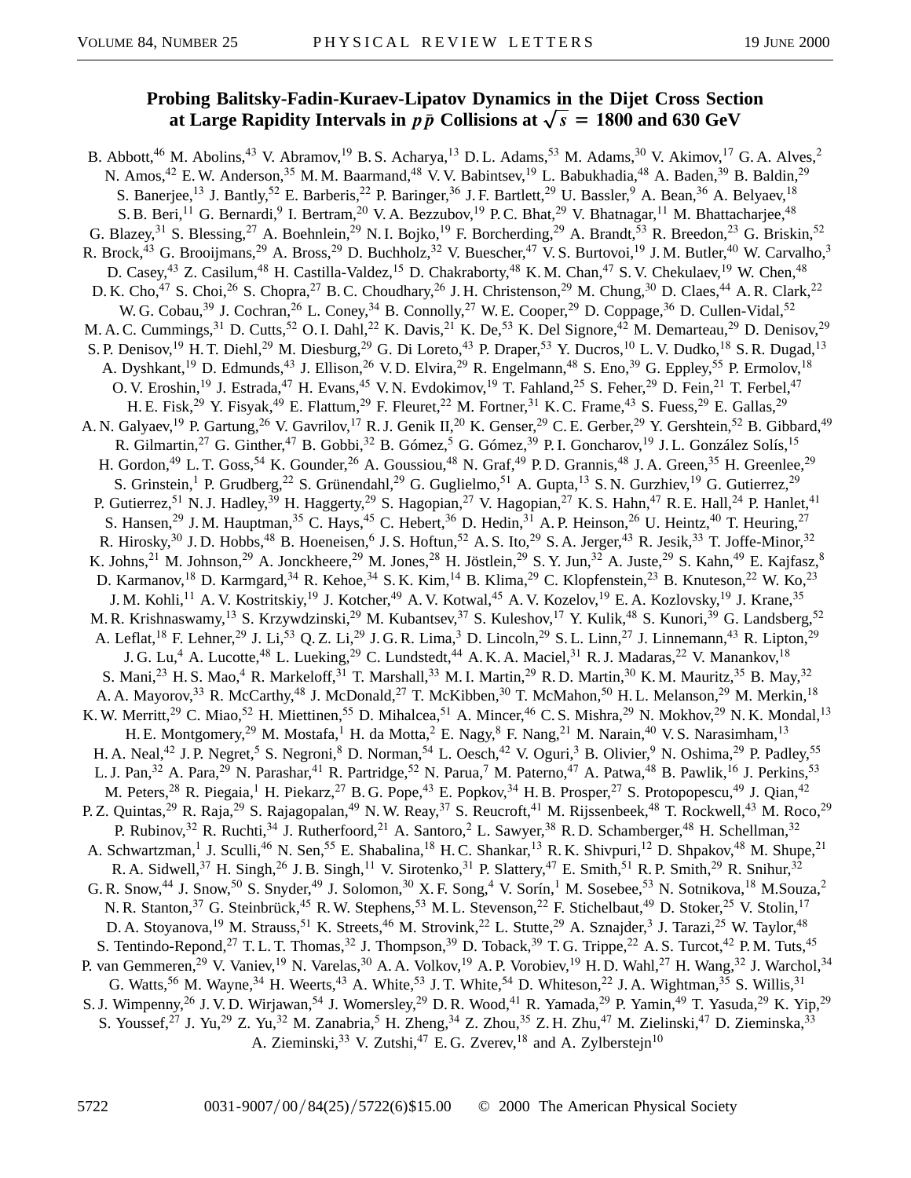# Probing Balitsky-Fadin-Kuraev-Lipatov Dynamics in the Dijet Cross Section at Large Rapidity Intervals in $p\bar{p}$ Collisions at $\sqrt{s} = 1800$ and 630 GeV

B. Abbott,[46] M. Abolins,[43] V. Abramov,[19] B. S. Acharya,[13] D. L. Adams,[53] M. Adams,[30] V. Akimov,[17] G. A. Alves,[2] N. Amos,[42] E. W. Anderson,[35] M. M. Baarmand,[48] V. V. Babintsev,[19] L. Babukhadia,[48] A. Baden,[39] B. Baldin,[29] S. Banerjee,[13] J. Bantly,[52] E. Barberis,[22] P. Baringer,[36] J. F. Bartlett,[29] U. Bassler,[9] A. Bean,[36] A. Belyaev,[18] S. B. Beri,[11] G. Bernardi,[9] I. Bertram,[20] V. A. Bezzubov,[19] P. C. Bhat,[29] V. Bhatnagar,[11] M. Bhattacharjee,[48] G. Blazey,[31] S. Blessing,[27] A. Boehnlein,[29] N. I. Bojko,[19] F. Borcherding,[29] A. Brandt,[53] R. Breedon,[23] G. Briskin,[52] R. Brock,[43] G. Brooijmans,[29] A. Bross,[29] D. Buchholz,[32] V. Buescher,[47] V. S. Burtovoi,[19] J. M. Butler,[40] W. Carvalho,[3] D. Casey,[43] Z. Casilum,[48] H. Castilla-Valdez,[15] D. Chakraborty,[48] K. M. Chan,[47] S. V. Chekulaev,[19] W. Chen,[48] D. K. Cho,[47] S. Choi,[26] S. Chopra,[27] B. C. Choudhary,[26] J. H. Christenson,[29] M. Chung,[30] D. Claes,[44] A. R. Clark,[22] W. G. Cobau,[39] J. Cochran,[26] L. Coney,[34] B. Connolly,[27] W. E. Cooper,[29] D. Coppage,[36] D. Cullen-Vidal,[52] M. A. C. Cummings,[31] D. Cutts,[52] O. I. Dahl,[22] K. Davis,[21] K. De,[53] K. Del Signore,[42] M. Demarteau,[29] D. Denisov,[29] S. P. Denisov,[19] H. T. Diehl,[29] M. Diesburg,[29] G. Di Loreto,[43] P. Draper,[53] Y. Ducros,[10] L. V. Dudko,[18] S. R. Dugad,[13] A. Dyshkant,[19] D. Edmunds,[43] J. Ellison,[26] V. D. Elvira,[29] R. Engelmann,[48] S. Eno,[39] G. Eppley,[55] P. Ermolov,[18] O. V. Eroshin,[19] J. Estrada,[47] H. Evans,[45] V. N. Evdokimov,[19] T. Fahland,[25] S. Feher,[29] D. Fein,[21] T. Ferbel,[47] H. E. Fisk,[29] Y. Fisyak,[49] E. Flattum,[29] F. Fleuret,[22] M. Fortner,[31] K. C. Frame,[43] S. Fuess,[29] E. Gallas,[29] A. N. Galyaev,[19] P. Gartung,[26] V. Gavrilov,[17] R. J. Genik II,[20] K. Genser,[29] C. E. Gerber,[29] Y. Gershtein,[52] B. Gibbard,[49] R. Gilmartin,[27] G. Ginther,[47] B. Gobbi,[32] B. Gómez,[5] G. Gómez,[39] P. I. Goncharov,[19] J. L. González Solís,[15] H. Gordon,[49] L. T. Goss,[54] K. Gounder,[26] A. Goussiou,[48] N. Graf,[49] P. D. Grannis,[48] J. A. Green,[35] H. Greenlee,[29] S. Grinstein,[1] P. Grudberg,[22] S. Grünendahl,[29] G. Guglielmo,[51] A. Gupta,[13] S. N. Gurzhiev,[19] G. Gutierrez,[29] P. Gutierrez,[51] N. J. Hadley,[39] H. Haggerty,[29] S. Hagopian,[27] V. Hagopian,[27] K. S. Hahn,[47] R. E. Hall,[24] P. Hanlet,[41] S. Hansen,[29] J. M. Hauptman,[35] C. Hays,[45] C. Hebert,[36] D. Hedin,[31] A. P. Heinson,[26] U. Heintz,[40] T. Heuring,[27] R. Hirosky,[30] J. D. Hobbs,[48] B. Hoeneisen,[6] J. S. Hoftun,[52] A. S. Ito,[29] S. A. Jerger,[43] R. Jesik,[33] T. Joffe-Minor,[32] K. Johns,[21] M. Johnson,[29] A. Jonckheere,[29] M. Jones,[28] H. Jöstlein,[29] S. Y. Jun,[32] A. Juste,[29] S. Kahn,[49] E. Kajfasz,[8] D. Karmanov,[18] D. Karmgard,[34] R. Kehoe,[34] S. K. Kim,[14] B. Klima,[29] C. Klopfenstein,[23] B. Knuteson,[22] W. Ko,[23] J. M. Kohli,[11] A. V. Kostritskiy,[19] J. Kotcher,[49] A. V. Kotwal,[45] A. V. Kozelov,[19] E. A. Kozlovsky,[19] J. Krane,[35] M. R. Krishnaswamy,[13] S. Krzywdzinski,[29] M. Kubantsev,[37] S. Kuleshov,[17] Y. Kulik,[48] S. Kunori,[39] G. Landsberg,[52] A. Leflat,[18] F. Lehner,[29] J. Li,[53] Q. Z. Li,[29] J. G. R. Lima,[3] D. Lincoln,[29] S. L. Linn,[27] J. Linnemann,[43] R. Lipton,[29] J. G. Lu,[4] A. Lucotte,[48] L. Lueking,[29] C. Lundstedt,[44] A. K. A. Maciel,[31] R. J. Madaras,[22] V. Manankov,[18] S. Mani,[23] H. S. Mao,[4] R. Markeloff,[31] T. Marshall,[33] M. I. Martin,[29] R. D. Martin,[30] K. M. Mauritz,[35] B. May,[32] A. A. Mayorov,[33] R. McCarthy,[48] J. McDonald,[27] T. McKibben,[30] T. McMahon,[50] H. L. Melanson,[29] M. Merkin,[18] K. W. Merritt,[29] C. Miao,[52] H. Miettinen,[55] D. Mihalcea,[51] A. Mincer,[46] C. S. Mishra,[29] N. Mokhov,[29] N. K. Mondal,[13] H. E. Montgomery,[29] M. Mostafa,[1] H. da Motta,[2] E. Nagy,[8] F. Nang,[21] M. Narain,[40] V. S. Narasimham,[13] H. A. Neal,[42] J. P. Negret,[5] S. Negroni,[8] D. Norman,[54] L. Oesch,[42] V. Oguri,[3] B. Olivier,[9] N. Oshima,[29] P. Padley,[55] L. J. Pan,[32] A. Para,[29] N. Parashar,[41] R. Partridge,[52] N. Parua,[7] M. Paterno,[47] A. Patwa,[48] B. Pawlik,[16] J. Perkins,[53] M. Peters,[28] R. Piegaia,[1] H. Piekarz,[27] B. G. Pope,[43] E. Popkov,[34] H. B. Prosper,[27] S. Protopopescu,[49] J. Qian,[42] P. Z. Quintas,[29] R. Raja,[29] S. Rajagopalan,[49] N. W. Reay,[37] S. Reucroft,[41] M. Rijssenbeek,[48] T. Rockwell,[43] M. Roco,[29] P. Rubinov,[32] R. Ruchti,[34] J. Rutherfoord,[21] A. Santoro,[2] L. Sawyer,[38] R. D. Schamberger,[48] H. Schellman,[32] A. Schwartzman,[1] J. Sculli,[46] N. Sen,[55] E. Shabalina,[18] H. C. Shankar,[13] R. K. Shivpuri,[12] D. Shpakov,[48] M. Shupe,[21] R. A. Sidwell,[37] H. Singh,[26] J. B. Singh,[11] V. Sirotenko,[31] P. Slattery,[47] E. Smith,[51] R. P. Smith,[29] R. Snihur,[32] G. R. Snow,[44] J. Snow,[50] S. Snyder,[49] J. Solomon,[30] X. F. Song,[4] V. Sorín,[1] M. Sosebee,[53] N. Sotnikova,[18] M. Souza,[2] N. R. Stanton,[37] G. Steinbrück,[45] R. W. Stephens,[53] M. L. Stevenson,[22] F. Stichelbaut,[49] D. Stoker,[25] V. Stolin,[17] D. A. Stoyanova,[19] M. Strauss,[51] K. Streets,[46] M. Strovink,[22] L. Stutte,[29] A. Sznajder,[3] J. Tarazi,[25] W. Taylor,[48] S. Tentindo-Repond,[27] T. L. T. Thomas,[32] J. Thompson,[39] D. Toback,[39] T. G. Trippe,[22] A. S. Turcot,[42] P. M. Tuts,[45] P. van Gemmeren,[29] V. Vaniev,[19] N. Varelas,[30] A. A. Volkov,[19] A. P. Vorobiev,[19] H. D. Wahl,[27] H. Wang,[32] J. Warchol,[34] G. Watts,[56] M. Wayne,[34] H. Weerts,[43] A. White,[53] J. T. White,[54] D. Whiteson,[22] J. A. Wightman,[35] S. Willis,[31] S. J. Wimpenny,[26] J. V. D. Wirjawan,[54] J. Womersley,[29] D. R. Wood,[41] R. Yamada,[29] P. Yamin,[49] T. Yasuda,[29] K. Yip,[29] S. Youssef,[27] J. Yu,[29] Z. Yu,[32] M. Zanabria,[5] H. Zheng,[34] Z. Zhou,[35] Z. H. Zhu,[47] M. Zielinski,[47] D. Zieminska,[33] A. Zieminski,[33] V. Zutshi,[47] E. G. Zverev,[18] and A. Zylberstejn[10]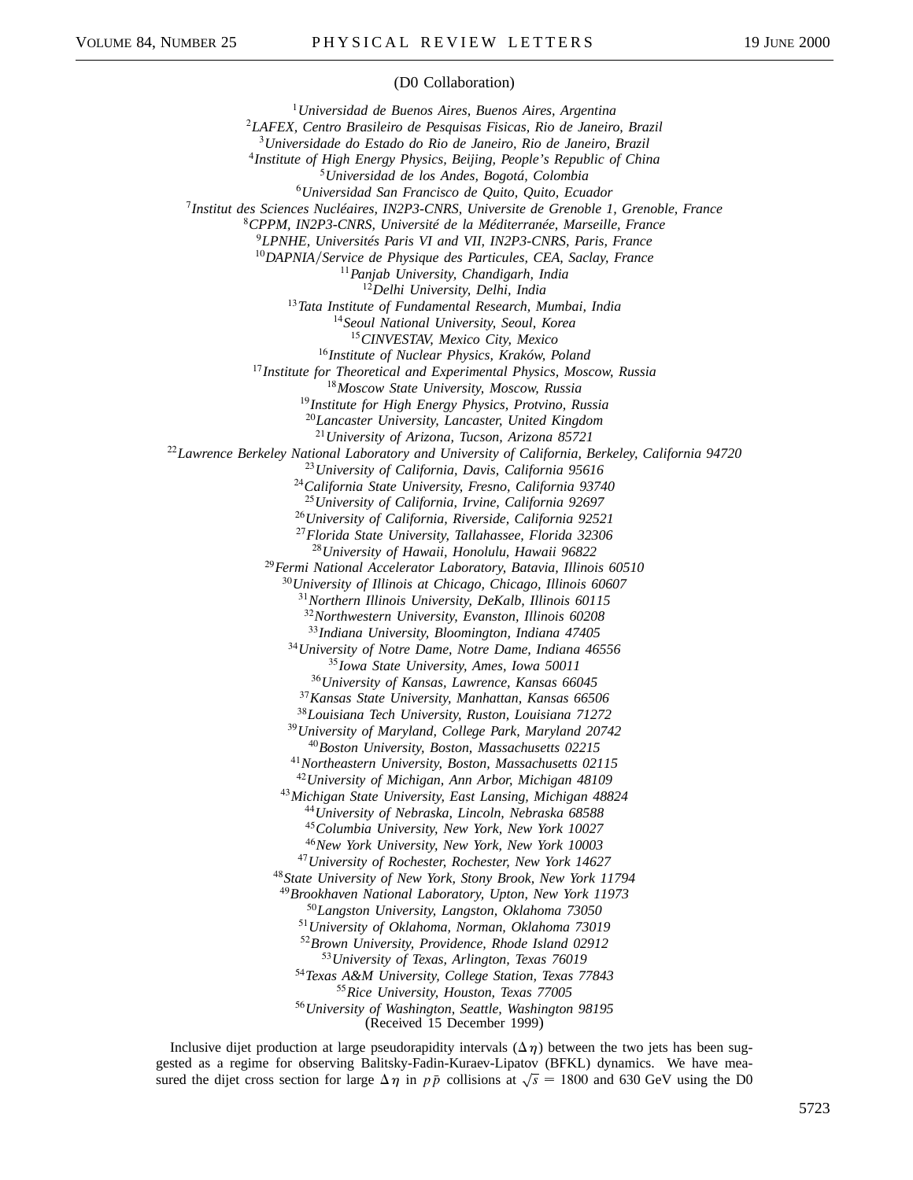(D0 Collaboration)

[1]*Universidad de Buenos Aires, Buenos Aires, Argentina*
[2]*LAFEX, Centro Brasileiro de Pesquisas Fisicas, Rio de Janeiro, Brazil*
[3]*Universidade do Estado do Rio de Janeiro, Rio de Janeiro, Brazil*
[4]*Institute of High Energy Physics, Beijing, People's Republic of China*
[5]*Universidad de los Andes, Bogotá, Colombia*
[6]*Universidad San Francisco de Quito, Quito, Ecuador*
[7]*Institut des Sciences Nucléaires, IN2P3-CNRS, Universite de Grenoble 1, Grenoble, France*
[8]*CPPM, IN2P3-CNRS, Université de la Méditerranée, Marseille, France*
[9]*LPNHE, Universités Paris VI and VII, IN2P3-CNRS, Paris, France*
[10]*DAPNIA/Service de Physique des Particules, CEA, Saclay, France*
[11]*Panjab University, Chandigarh, India*
[12]*Delhi University, Delhi, India*
[13]*Tata Institute of Fundamental Research, Mumbai, India*
[14]*Seoul National University, Seoul, Korea*
[15]*CINVESTAV, Mexico City, Mexico*
[16]*Institute of Nuclear Physics, Kraków, Poland*
[17]*Institute for Theoretical and Experimental Physics, Moscow, Russia*
[18]*Moscow State University, Moscow, Russia*
[19]*Institute for High Energy Physics, Protvino, Russia*
[20]*Lancaster University, Lancaster, United Kingdom*
[21]*University of Arizona, Tucson, Arizona 85721*
[22]*Lawrence Berkeley National Laboratory and University of California, Berkeley, California 94720*
[23]*University of California, Davis, California 95616*
[24]*California State University, Fresno, California 93740*
[25]*University of California, Irvine, California 92697*
[26]*University of California, Riverside, California 92521*
[27]*Florida State University, Tallahassee, Florida 32306*
[28]*University of Hawaii, Honolulu, Hawaii 96822*
[29]*Fermi National Accelerator Laboratory, Batavia, Illinois 60510*
[30]*University of Illinois at Chicago, Chicago, Illinois 60607*
[31]*Northern Illinois University, DeKalb, Illinois 60115*
[32]*Northwestern University, Evanston, Illinois 60208*
[33]*Indiana University, Bloomington, Indiana 47405*
[34]*University of Notre Dame, Notre Dame, Indiana 46556*
[35]*Iowa State University, Ames, Iowa 50011*
[36]*University of Kansas, Lawrence, Kansas 66045*
[37]*Kansas State University, Manhattan, Kansas 66506*
[38]*Louisiana Tech University, Ruston, Louisiana 71272*
[39]*University of Maryland, College Park, Maryland 20742*
[40]*Boston University, Boston, Massachusetts 02215*
[41]*Northeastern University, Boston, Massachusetts 02115*
[42]*University of Michigan, Ann Arbor, Michigan 48109*
[43]*Michigan State University, East Lansing, Michigan 48824*
[44]*University of Nebraska, Lincoln, Nebraska 68588*
[45]*Columbia University, New York, New York 10027*
[46]*New York University, New York, New York 10003*
[47]*University of Rochester, Rochester, New York 14627*
[48]*State University of New York, Stony Brook, New York 11794*
[49]*Brookhaven National Laboratory, Upton, New York 11973*
[50]*Langston University, Langston, Oklahoma 73050*
[51]*University of Oklahoma, Norman, Oklahoma 73019*
[52]*Brown University, Providence, Rhode Island 02912*
[53]*University of Texas, Arlington, Texas 76019*
[54]*Texas A&M University, College Station, Texas 77843*
[55]*Rice University, Houston, Texas 77005*
[56]*University of Washington, Seattle, Washington 98195*

(Received 15 December 1999)

Inclusive dijet production at large pseudorapidity intervals ($\Delta\eta$) between the two jets has been suggested as a regime for observing Balitsky-Fadin-Kuraev-Lipatov (BFKL) dynamics. We have measured the dijet cross section for large $\Delta\eta$ in $p\bar{p}$ collisions at $\sqrt{s} = 1800$ and 630 GeV using the D0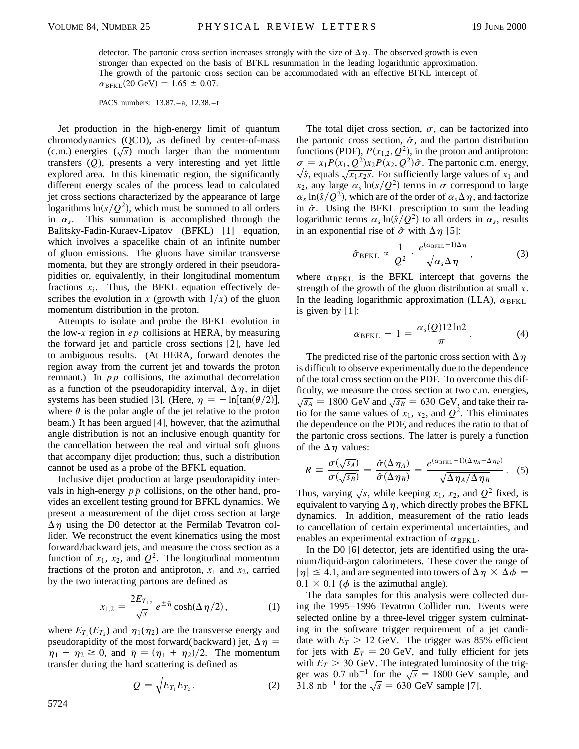detector. The partonic cross section increases strongly with the size of $\Delta\eta$. The observed growth is even stronger than expected on the basis of BFKL resummation in the leading logarithmic approximation. The growth of the partonic cross section can be accommodated with an effective BFKL intercept of $\alpha_{\mathrm{BFKL}}(20\ \mathrm{GeV}) = 1.65 \pm 0.07$.

PACS numbers: 13.87.–a, 12.38.–t

Jet production in the high-energy limit of quantum chromodynamics (QCD), as defined by center-of-mass (c.m.) energies ($\sqrt{s}$) much larger than the momentum transfers ($Q$), presents a very interesting and yet little explored area. In this kinematic region, the significantly different energy scales of the process lead to calculated jet cross sections characterized by the appearance of large logarithms $\ln(s/Q^2)$, which must be summed to all orders in $\alpha_s$. This summation is accomplished through the Balitsky-Fadin-Kuraev-Lipatov (BFKL) [1] equation, which involves a spacelike chain of an infinite number of gluon emissions. The gluons have similar transverse momenta, but they are strongly ordered in their pseudorapidities or, equivalently, in their longitudinal momentum fractions $x_i$. Thus, the BFKL equation effectively describes the evolution in $x$ (growth with $1/x$) of the gluon momentum distribution in the proton.

Attempts to isolate and probe the BFKL evolution in the low-$x$ region in $ep$ collisions at HERA, by measuring the forward jet and particle cross sections [2], have led to ambiguous results. (At HERA, forward denotes the region away from the current jet and towards the proton remnant.) In $p\bar{p}$ collisions, the azimuthal decorrelation as a function of the pseudorapidity interval, $\Delta\eta$, in dijet systems has been studied [3]. (Here, $\eta = -\ln[\tan(\theta/2)]$, where $\theta$ is the polar angle of the jet relative to the proton beam.) It has been argued [4], however, that the azimuthal angle distribution is not an inclusive enough quantity for the cancellation between the real and virtual soft gluons that accompany dijet production; thus, such a distribution cannot be used as a probe of the BFKL equation.

Inclusive dijet production at large pseudorapidity intervals in high-energy $p\bar{p}$ collisions, on the other hand, provides an excellent testing ground for BFKL dynamics. We present a measurement of the dijet cross section at large $\Delta\eta$ using the D0 detector at the Fermilab Tevatron collider. We reconstruct the event kinematics using the most forward/backward jets, and measure the cross section as a function of $x_1$, $x_2$, and $Q^2$. The longitudinal momentum fractions of the proton and antiproton, $x_1$ and $x_2$, carried by the two interacting partons are defined as

$$x_{1,2} = \frac{2E_{T_{1,2}}}{\sqrt{s}}\, e^{\pm\bar{\eta}} \cosh(\Delta\eta/2)\,, \tag{1}$$

where $E_{T_1}(E_{T_2})$ and $\eta_1(\eta_2)$ are the transverse energy and pseudorapidity of the most forward(backward) jet, $\Delta\eta = \eta_1 - \eta_2 \geq 0$, and $\bar{\eta} = (\eta_1 + \eta_2)/2$. The momentum transfer during the hard scattering is defined as

$$Q = \sqrt{E_{T_1} E_{T_2}}\,. \tag{2}$$

The total dijet cross section, $\sigma$, can be factorized into the partonic cross section, $\hat{\sigma}$, and the parton distribution functions (PDF), $P(x_{1,2}, Q^2)$, in the proton and antiproton: $\sigma = x_1 P(x_1, Q^2) x_2 P(x_2, Q^2)\hat{\sigma}$. The partonic c.m. energy, $\sqrt{\hat{s}}$, equals $\sqrt{x_1 x_2 s}$. For sufficiently large values of $x_1$ and $x_2$, any large $\alpha_s \ln(s/Q^2)$ terms in $\sigma$ correspond to large $\alpha_s \ln(\hat{s}/Q^2)$, which are of the order of $\alpha_s\Delta\eta$, and factorize in $\hat{\sigma}$. Using the BFKL prescription to sum the leading logarithmic terms $\alpha_s \ln(\hat{s}/Q^2)$ to all orders in $\alpha_s$, results in an exponential rise of $\hat{\sigma}$ with $\Delta\eta$ [5]:

$$\hat{\sigma}_{\mathrm{BFKL}} \propto \frac{1}{Q^2} \cdot \frac{e^{(\alpha_{\mathrm{BFKL}}-1)\Delta\eta}}{\sqrt{\alpha_s \Delta\eta}}\,, \tag{3}$$

where $\alpha_{\mathrm{BFKL}}$ is the BFKL intercept that governs the strength of the growth of the gluon distribution at small $x$. In the leading logarithmic approximation (LLA), $\alpha_{\mathrm{BFKL}}$ is given by [1]:

$$\alpha_{\mathrm{BFKL}} - 1 = \frac{\alpha_s(Q) 12 \ln 2}{\pi}\,. \tag{4}$$

The predicted rise of the partonic cross section with $\Delta\eta$ is difficult to observe experimentally due to the dependence of the total cross section on the PDF. To overcome this difficulty, we measure the cross section at two c.m. energies, $\sqrt{s_A} = 1800$ GeV and $\sqrt{s_B} = 630$ GeV, and take their ratio for the same values of $x_1$, $x_2$, and $Q^2$. This eliminates the dependence on the PDF, and reduces the ratio to that of the partonic cross sections. The latter is purely a function of the $\Delta\eta$ values:

$$R \equiv \frac{\sigma(\sqrt{s_A})}{\sigma(\sqrt{s_B})} = \frac{\hat{\sigma}(\Delta\eta_A)}{\hat{\sigma}(\Delta\eta_B)} = \frac{e^{(\alpha_{\mathrm{BFKL}}-1)(\Delta\eta_A - \Delta\eta_B)}}{\sqrt{\Delta\eta_A/\Delta\eta_B}}\,. \tag{5}$$

Thus, varying $\sqrt{s}$, while keeping $x_1$, $x_2$, and $Q^2$ fixed, is equivalent to varying $\Delta\eta$, which directly probes the BFKL dynamics. In addition, measurement of the ratio leads to cancellation of certain experimental uncertainties, and enables an experimental extraction of $\alpha_{\mathrm{BFKL}}$.

In the D0 [6] detector, jets are identified using the uranium/liquid-argon calorimeters. These cover the range of $|\eta| \leq 4.1$, and are segmented into towers of $\Delta\eta \times \Delta\phi = 0.1 \times 0.1$ ($\phi$ is the azimuthal angle).

The data samples for this analysis were collected during the 1995–1996 Tevatron Collider run. Events were selected online by a three-level trigger system culminating in the software trigger requirement of a jet candidate with $E_T > 12$ GeV. The trigger was 85% efficient for jets with $E_T = 20$ GeV, and fully efficient for jets with $E_T > 30$ GeV. The integrated luminosity of the trigger was 0.7 nb$^{-1}$ for the $\sqrt{s} = 1800$ GeV sample, and 31.8 nb$^{-1}$ for the $\sqrt{s} = 630$ GeV sample [7].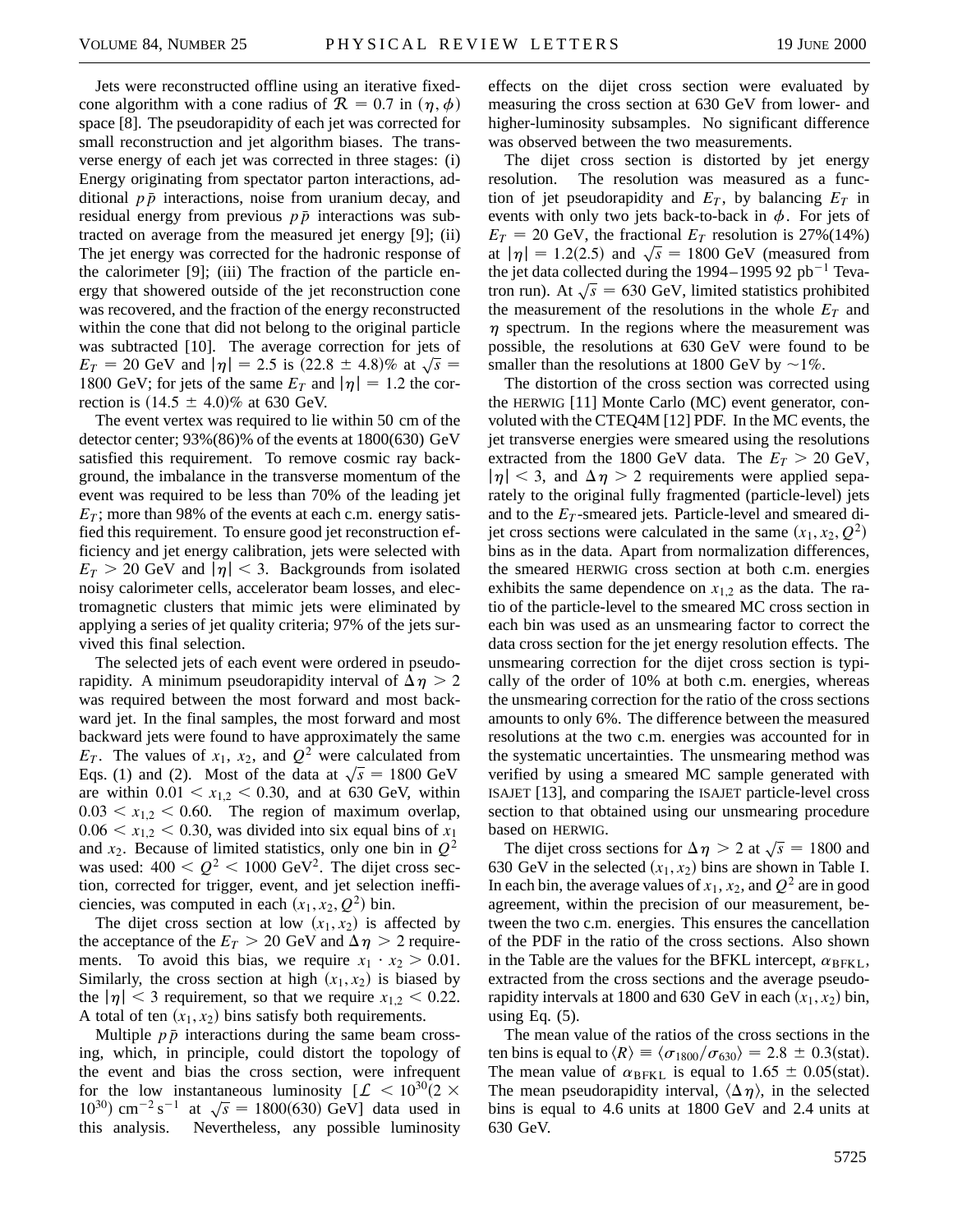Jets were reconstructed offline using an iterative fixed-cone algorithm with a cone radius of $\mathcal{R} = 0.7$ in $(\eta, \phi)$ space [8]. The pseudorapidity of each jet was corrected for small reconstruction and jet algorithm biases. The transverse energy of each jet was corrected in three stages: (i) Energy originating from spectator parton interactions, additional $p\bar{p}$ interactions, noise from uranium decay, and residual energy from previous $p\bar{p}$ interactions was subtracted on average from the measured jet energy [9]; (ii) The jet energy was corrected for the hadronic response of the calorimeter [9]; (iii) The fraction of the particle energy that showered outside of the jet reconstruction cone was recovered, and the fraction of the energy reconstructed within the cone that did not belong to the original particle was subtracted [10]. The average correction for jets of $E_T = 20$ GeV and $|\eta| = 2.5$ is $(22.8 \pm 4.8)\%$ at $\sqrt{s} = 1800$ GeV; for jets of the same $E_T$ and $|\eta| = 1.2$ the correction is $(14.5 \pm 4.0)\%$ at 630 GeV.

The event vertex was required to lie within 50 cm of the detector center; 93%(86%) of the events at 1800(630) GeV satisfied this requirement. To remove cosmic ray background, the imbalance in the transverse momentum of the event was required to be less than 70% of the leading jet $E_T$; more than 98% of the events at each c.m. energy satisfied this requirement. To ensure good jet reconstruction efficiency and jet energy calibration, jets were selected with $E_T > 20$ GeV and $|\eta| < 3$. Backgrounds from isolated noisy calorimeter cells, accelerator beam losses, and electromagnetic clusters that mimic jets were eliminated by applying a series of jet quality criteria; 97% of the jets survived this final selection.

The selected jets of each event were ordered in pseudorapidity. A minimum pseudorapidity interval of $\Delta\eta > 2$ was required between the most forward and most backward jet. In the final samples, the most forward and most backward jets were found to have approximately the same $E_T$. The values of $x_1$, $x_2$, and $Q^2$ were calculated from Eqs. (1) and (2). Most of the data at $\sqrt{s} = 1800$ GeV are within $0.01 < x_{1,2} < 0.30$, and at 630 GeV, within $0.03 < x_{1,2} < 0.60$. The region of maximum overlap, $0.06 < x_{1,2} < 0.30$, was divided into six equal bins of $x_1$ and $x_2$. Because of limited statistics, only one bin in $Q^2$ was used: $400 < Q^2 < 1000$ GeV$^2$. The dijet cross section, corrected for trigger, event, and jet selection inefficiencies, was computed in each $(x_1, x_2, Q^2)$ bin.

The dijet cross section at low $(x_1, x_2)$ is affected by the acceptance of the $E_T > 20$ GeV and $\Delta\eta > 2$ requirements. To avoid this bias, we require $x_1 \cdot x_2 > 0.01$. Similarly, the cross section at high $(x_1, x_2)$ is biased by the $|\eta| < 3$ requirement, so that we require $x_{1,2} < 0.22$. A total of ten $(x_1, x_2)$ bins satisfy both requirements.

Multiple $p\bar{p}$ interactions during the same beam crossing, which, in principle, could distort the topology of the event and bias the cross section, were infrequent for the low instantaneous luminosity [$\mathcal{L} < 10^{30}(2 \times 10^{30})$ cm$^{-2}$ s$^{-1}$ at $\sqrt{s} = 1800(630)$ GeV] data used in this analysis. Nevertheless, any possible luminosity effects on the dijet cross section were evaluated by measuring the cross section at 630 GeV from lower- and higher-luminosity subsamples. No significant difference was observed between the two measurements.

The dijet cross section is distorted by jet energy resolution. The resolution was measured as a function of jet pseudorapidity and $E_T$, by balancing $E_T$ in events with only two jets back-to-back in $\phi$. For jets of $E_T = 20$ GeV, the fractional $E_T$ resolution is 27%(14%) at $|\eta| = 1.2(2.5)$ and $\sqrt{s} = 1800$ GeV (measured from the jet data collected during the 1994–1995 92 pb$^{-1}$ Tevatron run). At $\sqrt{s} = 630$ GeV, limited statistics prohibited the measurement of the resolutions in the whole $E_T$ and $\eta$ spectrum. In the regions where the measurement was possible, the resolutions at 630 GeV were found to be smaller than the resolutions at 1800 GeV by $\sim$1%.

The distortion of the cross section was corrected using the HERWIG [11] Monte Carlo (MC) event generator, convoluted with the CTEQ4M [12] PDF. In the MC events, the jet transverse energies were smeared using the resolutions extracted from the 1800 GeV data. The $E_T > 20$ GeV, $|\eta| < 3$, and $\Delta\eta > 2$ requirements were applied separately to the original fully fragmented (particle-level) jets and to the $E_T$-smeared jets. Particle-level and smeared dijet cross sections were calculated in the same $(x_1, x_2, Q^2)$ bins as in the data. Apart from normalization differences, the smeared HERWIG cross section at both c.m. energies exhibits the same dependence on $x_{1,2}$ as the data. The ratio of the particle-level to the smeared MC cross section in each bin was used as an unsmearing factor to correct the data cross section for the jet energy resolution effects. The unsmearing correction for the dijet cross section is typically of the order of 10% at both c.m. energies, whereas the unsmearing correction for the ratio of the cross sections amounts to only 6%. The difference between the measured resolutions at the two c.m. energies was accounted for in the systematic uncertainties. The unsmearing method was verified by using a smeared MC sample generated with ISAJET [13], and comparing the ISAJET particle-level cross section to that obtained using our unsmearing procedure based on HERWIG.

The dijet cross sections for $\Delta\eta > 2$ at $\sqrt{s} = 1800$ and 630 GeV in the selected $(x_1, x_2)$ bins are shown in Table I. In each bin, the average values of $x_1$, $x_2$, and $Q^2$ are in good agreement, within the precision of our measurement, between the two c.m. energies. This ensures the cancellation of the PDF in the ratio of the cross sections. Also shown in the Table are the values for the BFKL intercept, $\alpha_{\text{BFKL}}$, extracted from the cross sections and the average pseudorapidity intervals at 1800 and 630 GeV in each $(x_1, x_2)$ bin, using Eq. (5).

The mean value of the ratios of the cross sections in the ten bins is equal to $\langle R \rangle \equiv \langle \sigma_{1800}/\sigma_{630} \rangle = 2.8 \pm 0.3$(stat). The mean value of $\alpha_{\text{BFKL}}$ is equal to $1.65 \pm 0.05$(stat). The mean pseudorapidity interval, $\langle \Delta\eta \rangle$, in the selected bins is equal to 4.6 units at 1800 GeV and 2.4 units at 630 GeV.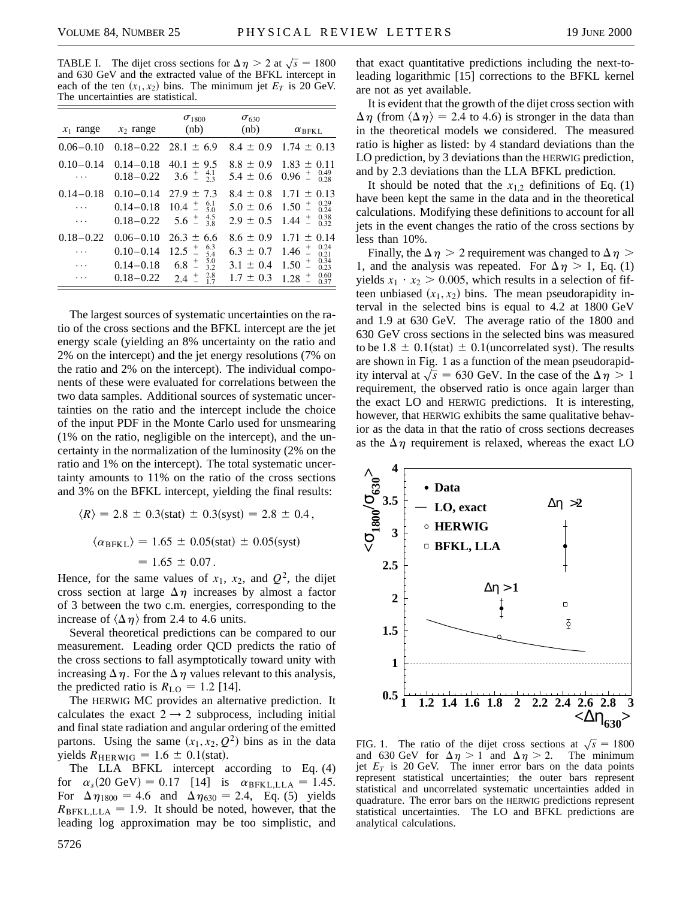TABLE I. The dijet cross sections for $\Delta\eta > 2$ at $\sqrt{s} = 1800$ and 630 GeV and the extracted value of the BFKL intercept in each of the ten $(x_1, x_2)$ bins. The minimum jet $E_T$ is 20 GeV. The uncertainties are statistical.

| $x_1$ range | $x_2$ range | $\sigma_{1800}$ (nb) | $\sigma_{630}$ (nb) | $\alpha_{\rm BFKL}$ |
|---|---|---|---|---|
| 0.06–0.10 | 0.18–0.22 | $28.1 \pm 6.9$ | $8.4 \pm 0.9$ | $1.74 \pm 0.13$ |
| 0.10–0.14 | 0.14–0.18 | $40.1 \pm 9.5$ | $8.8 \pm 0.9$ | $1.83 \pm 0.11$ |
| ⋯ | 0.18–0.22 | $3.6^{+4.1}_{-2.3}$ | $5.4 \pm 0.6$ | $0.96^{+0.49}_{-0.28}$ |
| 0.14–0.18 | 0.10–0.14 | $27.9 \pm 7.3$ | $8.4 \pm 0.8$ | $1.71 \pm 0.13$ |
| ⋯ | 0.14–0.18 | $10.4^{+6.1}_{-5.0}$ | $5.0 \pm 0.6$ | $1.50^{+0.29}_{-0.24}$ |
| ⋯ | 0.18–0.22 | $5.6^{+4.5}_{-3.8}$ | $2.9 \pm 0.5$ | $1.44^{+0.38}_{-0.32}$ |
| 0.18–0.22 | 0.06–0.10 | $26.3 \pm 6.6$ | $8.6 \pm 0.9$ | $1.71 \pm 0.14$ |
| ⋯ | 0.10–0.14 | $12.5^{+6.3}_{-5.4}$ | $6.3 \pm 0.7$ | $1.46^{+0.24}_{-0.21}$ |
| ⋯ | 0.14–0.18 | $6.8^{+5.0}_{-3.2}$ | $3.1 \pm 0.4$ | $1.50^{+0.34}_{-0.23}$ |
| ⋯ | 0.18–0.22 | $2.4^{+2.8}_{-1.7}$ | $1.7 \pm 0.3$ | $1.28^{+0.60}_{-0.37}$ |

The largest sources of systematic uncertainties on the ratio of the cross sections and the BFKL intercept are the jet energy scale (yielding an 8% uncertainty on the ratio and 2% on the intercept) and the jet energy resolutions (7% on the ratio and 2% on the intercept). The individual components of these were evaluated for correlations between the two data samples. Additional sources of systematic uncertainties on the ratio and the intercept include the choice of the input PDF in the Monte Carlo used for unsmearing (1% on the ratio, negligible on the intercept), and the uncertainty in the normalization of the luminosity (2% on the ratio and 1% on the intercept). The total systematic uncertainty amounts to 11% on the ratio of the cross sections and 3% on the BFKL intercept, yielding the final results:

$$\langle R \rangle = 2.8 \pm 0.3(\text{stat}) \pm 0.3(\text{syst}) = 2.8 \pm 0.4\,,$$

$$\langle \alpha_{\rm BFKL} \rangle = 1.65 \pm 0.05(\text{stat}) \pm 0.05(\text{syst}) = 1.65 \pm 0.07\,.$$

Hence, for the same values of $x_1$, $x_2$, and $Q^2$, the dijet cross section at large $\Delta\eta$ increases by almost a factor of 3 between the two c.m. energies, corresponding to the increase of $\langle \Delta\eta \rangle$ from 2.4 to 4.6 units.

Several theoretical predictions can be compared to our measurement. Leading order QCD predicts the ratio of the cross sections to fall asymptotically toward unity with increasing $\Delta\eta$. For the $\Delta\eta$ values relevant to this analysis, the predicted ratio is $R_{\rm LO} = 1.2$ [14].

The HERWIG MC provides an alternative prediction. It calculates the exact $2 \rightarrow 2$ subprocess, including initial and final state radiation and angular ordering of the emitted partons. Using the same $(x_1, x_2, Q^2)$ bins as in the data yields $R_{\rm HERWIG} = 1.6 \pm 0.1(\text{stat})$.

The LLA BFKL intercept according to Eq. (4) for $\alpha_s(20 \text{ GeV}) = 0.17$ [14] is $\alpha_{\rm BFKL,LLA} = 1.45$. For $\Delta\eta_{1800} = 4.6$ and $\Delta\eta_{630} = 2.4$, Eq. (5) yields $R_{\rm BFKL,LLA} = 1.9$. It should be noted, however, that the leading log approximation may be too simplistic, and that exact quantitative predictions including the next-to-leading logarithmic [15] corrections to the BFKL kernel are not as yet available.

It is evident that the growth of the dijet cross section with $\Delta\eta$ (from $\langle \Delta\eta \rangle = 2.4$ to 4.6) is stronger in the data than in the theoretical models we considered. The measured ratio is higher as listed: by 4 standard deviations than the LO prediction, by 3 deviations than the HERWIG prediction, and by 2.3 deviations than the LLA BFKL prediction.

It should be noted that the $x_{1,2}$ definitions of Eq. (1) have been kept the same in the data and in the theoretical calculations. Modifying these definitions to account for all jets in the event changes the ratio of the cross sections by less than 10%.

Finally, the $\Delta\eta > 2$ requirement was changed to $\Delta\eta > 1$, and the analysis was repeated. For $\Delta\eta > 1$, Eq. (1) yields $x_1 \cdot x_2 > 0.005$, which results in a selection of fifteen unbiased $(x_1, x_2)$ bins. The mean pseudorapidity interval in the selected bins is equal to 4.2 at 1800 GeV and 1.9 at 630 GeV. The average ratio of the 1800 and 630 GeV cross sections in the selected bins was measured to be $1.8 \pm 0.1(\text{stat}) \pm 0.1(\text{uncorrelated syst})$. The results are shown in Fig. 1 as a function of the mean pseudorapidity interval at $\sqrt{s} = 630$ GeV. In the case of the $\Delta\eta > 1$ requirement, the observed ratio is once again larger than the exact LO and HERWIG predictions. It is interesting, however, that HERWIG exhibits the same qualitative behavior as the data in that the ratio of cross sections decreases as the $\Delta\eta$ requirement is relaxed, whereas the exact LO

FIG. 1. The ratio of the dijet cross sections at $\sqrt{s} = 1800$ and 630 GeV for $\Delta\eta > 1$ and $\Delta\eta > 2$. The minimum jet $E_T$ is 20 GeV. The inner error bars on the data points represent statistical uncertainties; the outer bars represent statistical and uncorrelated systematic uncertainties added in quadrature. The error bars on the HERWIG predictions represent statistical uncertainties. The LO and BFKL predictions are analytical calculations.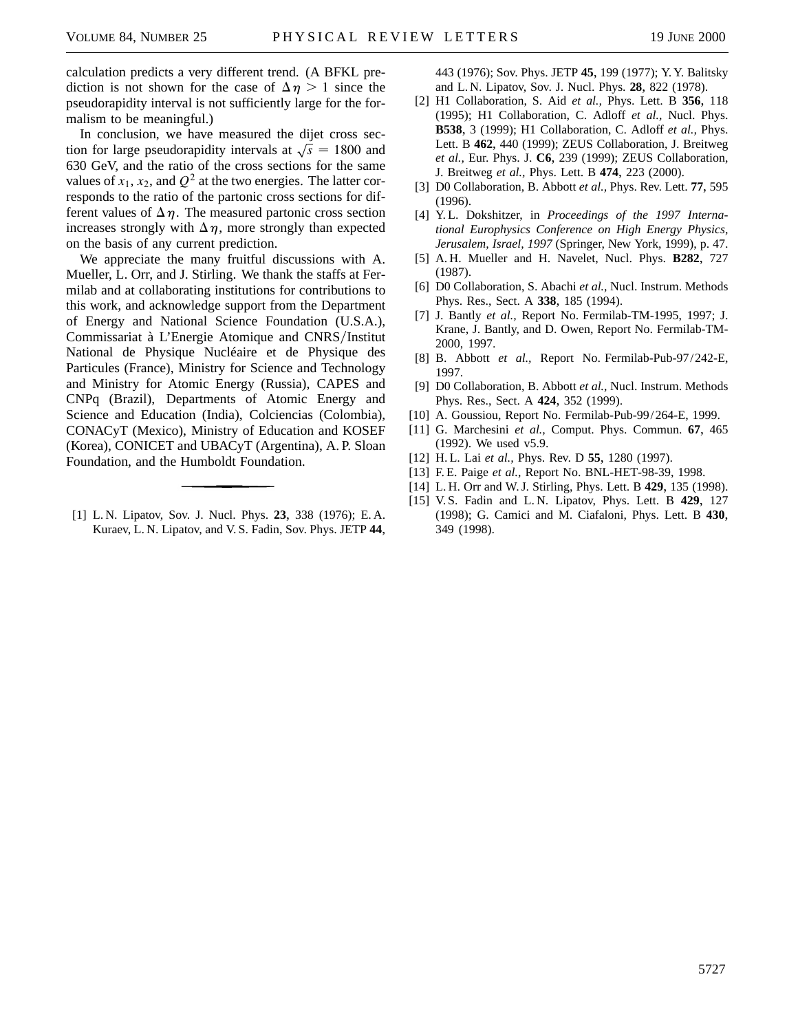calculation predicts a very different trend. (A BFKL prediction is not shown for the case of $\Delta\eta > 1$ since the pseudorapidity interval is not sufficiently large for the formalism to be meaningful.)

In conclusion, we have measured the dijet cross section for large pseudorapidity intervals at $\sqrt{s} = 1800$ and 630 GeV, and the ratio of the cross sections for the same values of $x_1$, $x_2$, and $Q^2$ at the two energies. The latter corresponds to the ratio of the partonic cross sections for different values of $\Delta\eta$. The measured partonic cross section increases strongly with $\Delta\eta$, more strongly than expected on the basis of any current prediction.

We appreciate the many fruitful discussions with A. Mueller, L. Orr, and J. Stirling. We thank the staffs at Fermilab and at collaborating institutions for contributions to this work, and acknowledge support from the Department of Energy and National Science Foundation (U.S.A.), Commissariat à L'Energie Atomique and CNRS/Institut National de Physique Nucléaire et de Physique des Particules (France), Ministry for Science and Technology and Ministry for Atomic Energy (Russia), CAPES and CNPq (Brazil), Departments of Atomic Energy and Science and Education (India), Colciencias (Colombia), CONACyT (Mexico), Ministry of Education and KOSEF (Korea), CONICET and UBACyT (Argentina), A. P. Sloan Foundation, and the Humboldt Foundation.

---

[1] L. N. Lipatov, Sov. J. Nucl. Phys. **23**, 338 (1976); E. A. Kuraev, L. N. Lipatov, and V. S. Fadin, Sov. Phys. JETP **44**, 443 (1976); Sov. Phys. JETP **45**, 199 (1977); Y. Y. Balitsky and L. N. Lipatov, Sov. J. Nucl. Phys. **28**, 822 (1978).

[2] H1 Collaboration, S. Aid *et al.*, Phys. Lett. B **356**, 118 (1995); H1 Collaboration, C. Adloff *et al.*, Nucl. Phys. **B538**, 3 (1999); H1 Collaboration, C. Adloff *et al.*, Phys. Lett. B **462**, 440 (1999); ZEUS Collaboration, J. Breitweg *et al.*, Eur. Phys. J. **C6**, 239 (1999); ZEUS Collaboration, J. Breitweg *et al.*, Phys. Lett. B **474**, 223 (2000).

[3] D0 Collaboration, B. Abbott *et al.*, Phys. Rev. Lett. **77**, 595 (1996).

[4] Y. L. Dokshitzer, in *Proceedings of the 1997 International Europhysics Conference on High Energy Physics, Jerusalem, Israel, 1997* (Springer, New York, 1999), p. 47.

[5] A. H. Mueller and H. Navelet, Nucl. Phys. **B282**, 727 (1987).

[6] D0 Collaboration, S. Abachi *et al.*, Nucl. Instrum. Methods Phys. Res., Sect. A **338**, 185 (1994).

[7] J. Bantly *et al.*, Report No. Fermilab-TM-1995, 1997; J. Krane, J. Bantly, and D. Owen, Report No. Fermilab-TM-2000, 1997.

[8] B. Abbott *et al.*, Report No. Fermilab-Pub-97/242-E, 1997.

[9] D0 Collaboration, B. Abbott *et al.*, Nucl. Instrum. Methods Phys. Res., Sect. A **424**, 352 (1999).

[10] A. Goussiou, Report No. Fermilab-Pub-99/264-E, 1999.

[11] G. Marchesini *et al.*, Comput. Phys. Commun. **67**, 465 (1992). We used v5.9.

[12] H. L. Lai *et al.*, Phys. Rev. D **55**, 1280 (1997).

[13] F. E. Paige *et al.*, Report No. BNL-HET-98-39, 1998.

[14] L. H. Orr and W. J. Stirling, Phys. Lett. B **429**, 135 (1998).

[15] V. S. Fadin and L. N. Lipatov, Phys. Lett. B **429**, 127 (1998); G. Camici and M. Ciafaloni, Phys. Lett. B **430**, 349 (1998).